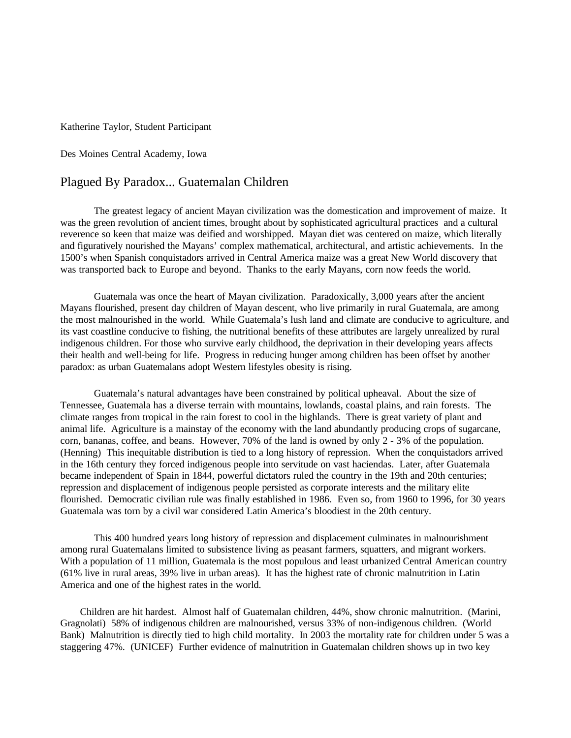Katherine Taylor, Student Participant

Des Moines Central Academy, Iowa

# Plagued By Paradox... Guatemalan Children

The greatest legacy of ancient Mayan civilization was the domestication and improvement of maize. It was the green revolution of ancient times, brought about by sophisticated agricultural practices and a cultural reverence so keen that maize was deified and worshipped. Mayan diet was centered on maize, which literally and figuratively nourished the Mayans' complex mathematical, architectural, and artistic achievements. In the 1500's when Spanish conquistadors arrived in Central America maize was a great New World discovery that was transported back to Europe and beyond. Thanks to the early Mayans, corn now feeds the world.

Guatemala was once the heart of Mayan civilization. Paradoxically, 3,000 years after the ancient Mayans flourished, present day children of Mayan descent, who live primarily in rural Guatemala, are among the most malnourished in the world. While Guatemala's lush land and climate are conducive to agriculture, and its vast coastline conducive to fishing, the nutritional benefits of these attributes are largely unrealized by rural indigenous children. For those who survive early childhood, the deprivation in their developing years affects their health and well-being for life. Progress in reducing hunger among children has been offset by another paradox: as urban Guatemalans adopt Western lifestyles obesity is rising.

Guatemala's natural advantages have been constrained by political upheaval. About the size of Tennessee, Guatemala has a diverse terrain with mountains, lowlands, coastal plains, and rain forests. The climate ranges from tropical in the rain forest to cool in the highlands. There is great variety of plant and animal life. Agriculture is a mainstay of the economy with the land abundantly producing crops of sugarcane, corn, bananas, coffee, and beans. However, 70% of the land is owned by only 2 - 3% of the population. (Henning) This inequitable distribution is tied to a long history of repression. When the conquistadors arrived in the 16th century they forced indigenous people into servitude on vast haciendas. Later, after Guatemala became independent of Spain in 1844, powerful dictators ruled the country in the 19th and 20th centuries; repression and displacement of indigenous people persisted as corporate interests and the military elite flourished. Democratic civilian rule was finally established in 1986. Even so, from 1960 to 1996, for 30 years Guatemala was torn by a civil war considered Latin America's bloodiest in the 20th century.

This 400 hundred years long history of repression and displacement culminates in malnourishment among rural Guatemalans limited to subsistence living as peasant farmers, squatters, and migrant workers. With a population of 11 million, Guatemala is the most populous and least urbanized Central American country (61% live in rural areas, 39% live in urban areas). It has the highest rate of chronic malnutrition in Latin America and one of the highest rates in the world.

Children are hit hardest. Almost half of Guatemalan children, 44%, show chronic malnutrition. (Marini, Gragnolati) 58% of indigenous children are malnourished, versus 33% of non-indigenous children. (World Bank) Malnutrition is directly tied to high child mortality. In 2003 the mortality rate for children under 5 was a staggering 47%. (UNICEF) Further evidence of malnutrition in Guatemalan children shows up in two key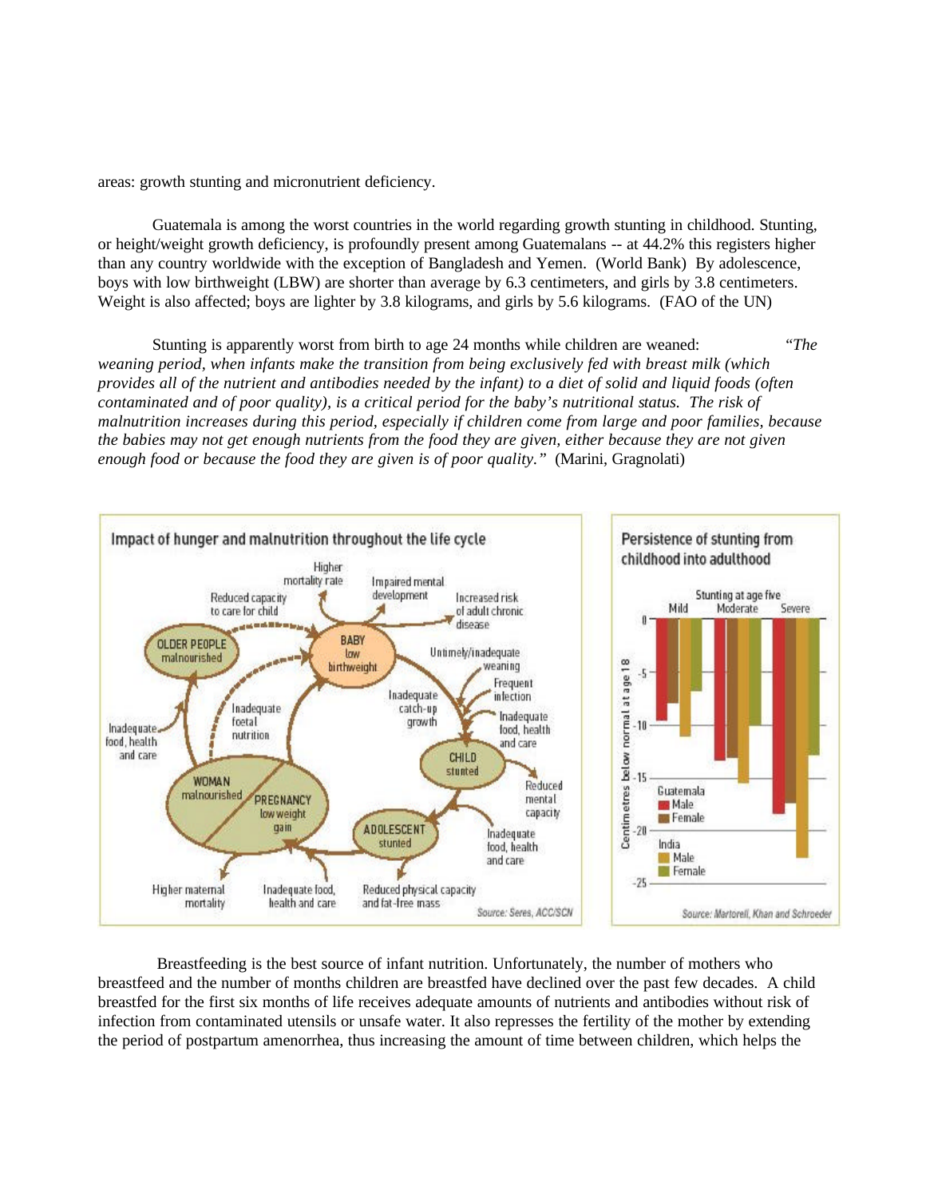areas: growth stunting and micronutrient deficiency.

Guatemala is among the worst countries in the world regarding growth stunting in childhood. Stunting, or height/weight growth deficiency, is profoundly present among Guatemalans -- at 44.2% this registers higher than any country worldwide with the exception of Bangladesh and Yemen. (World Bank) By adolescence, boys with low birthweight (LBW) are shorter than average by 6.3 centimeters, and girls by 3.8 centimeters. Weight is also affected; boys are lighter by 3.8 kilograms, and girls by 5.6 kilograms. (FAO of the UN)

Stunting is apparently worst from birth to age 24 months while children are weaned: *"The weaning period, when infants make the transition from being exclusively fed with breast milk (which provides all of the nutrient and antibodies needed by the infant) to a diet of solid and liquid foods (often contaminated and of poor quality), is a critical period for the baby's nutritional status. The risk of malnutrition increases during this period, especially if children come from large and poor families, because the babies may not get enough nutrients from the food they are given, either because they are not given enough food or because the food they are given is of poor quality."* (Marini, Gragnolati)

Breastfeeding is the best source of infant nutrition. Unfortunately, the number of mothers who breastfeed and the number of months children are breastfed have declined over the past few decades. A child breastfed for the first six months of life receives adequate amounts of nutrients and antibodies without risk of infection from contaminated utensils or unsafe water. It also represses the fertility of the mother by extending the period of postpartum amenorrhea, thus increasing the amount of time between children, which helps the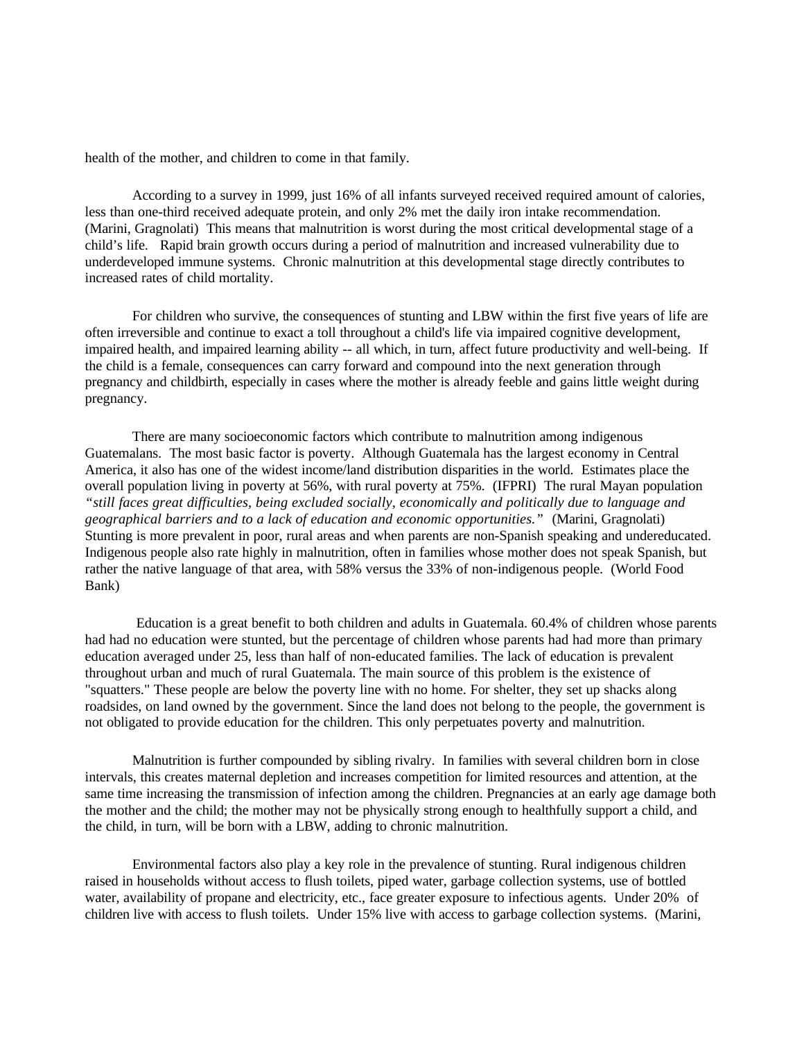health of the mother, and children to come in that family.

According to a survey in 1999, just 16% of all infants surveyed received required amount of calories, less than one-third received adequate protein, and only 2% met the daily iron intake recommendation. (Marini, Gragnolati) This means that malnutrition is worst during the most critical developmental stage of a child's life. Rapid brain growth occurs during a period of malnutrition and increased vulnerability due to underdeveloped immune systems. Chronic malnutrition at this developmental stage directly contributes to increased rates of child mortality.

For children who survive, the consequences of stunting and LBW within the first five years of life are often irreversible and continue to exact a toll throughout a child's life via impaired cognitive development, impaired health, and impaired learning ability -- all which, in turn, affect future productivity and well-being. If the child is a female, consequences can carry forward and compound into the next generation through pregnancy and childbirth, especially in cases where the mother is already feeble and gains little weight during pregnancy.

There are many socioeconomic factors which contribute to malnutrition among indigenous Guatemalans. The most basic factor is poverty. Although Guatemala has the largest economy in Central America, it also has one of the widest income/land distribution disparities in the world. Estimates place the overall population living in poverty at 56%, with rural poverty at 75%. (IFPRI) The rural Mayan population *"still faces great difficulties, being excluded socially, economically and politically due to language and geographical barriers and to a lack of education and economic opportunities."* (Marini, Gragnolati) Stunting is more prevalent in poor, rural areas and when parents are non-Spanish speaking and undereducated. Indigenous people also rate highly in malnutrition, often in families whose mother does not speak Spanish, but rather the native language of that area, with 58% versus the 33% of non-indigenous people. (World Food Bank)

Education is a great benefit to both children and adults in Guatemala. 60.4% of children whose parents had had no education were stunted, but the percentage of children whose parents had had more than primary education averaged under 25, less than half of non-educated families. The lack of education is prevalent throughout urban and much of rural Guatemala. The main source of this problem is the existence of "squatters." These people are below the poverty line with no home. For shelter, they set up shacks along roadsides, on land owned by the government. Since the land does not belong to the people, the government is not obligated to provide education for the children. This only perpetuates poverty and malnutrition.

Malnutrition is further compounded by sibling rivalry. In families with several children born in close intervals, this creates maternal depletion and increases competition for limited resources and attention, at the same time increasing the transmission of infection among the children. Pregnancies at an early age damage both the mother and the child; the mother may not be physically strong enough to healthfully support a child, and the child, in turn, will be born with a LBW, adding to chronic malnutrition.

Environmental factors also play a key role in the prevalence of stunting. Rural indigenous children raised in households without access to flush toilets, piped water, garbage collection systems, use of bottled water, availability of propane and electricity, etc., face greater exposure to infectious agents. Under 20% of children live with access to flush toilets. Under 15% live with access to garbage collection systems. (Marini,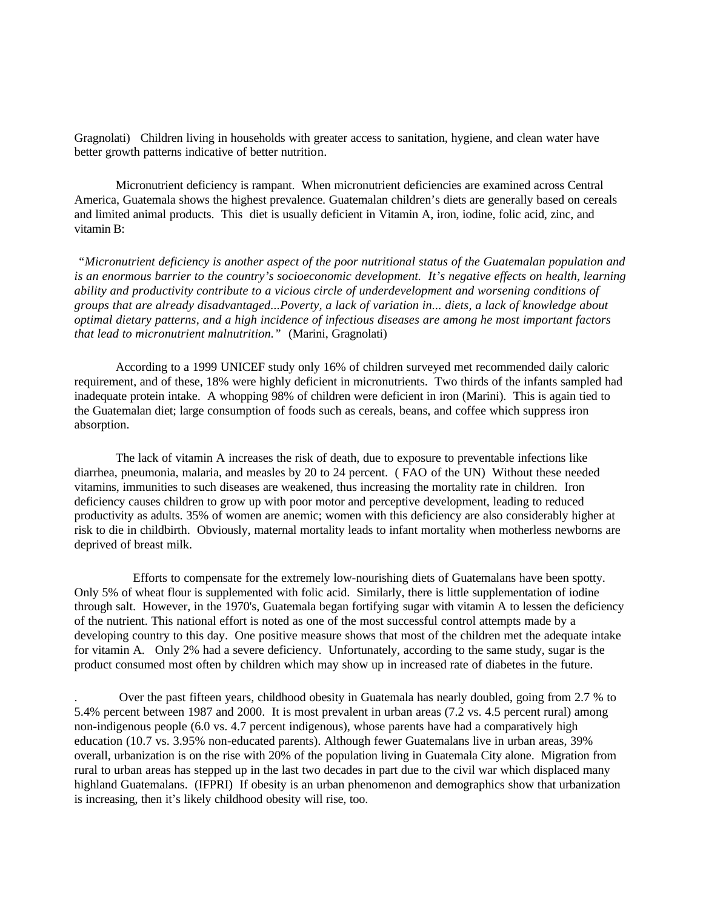Gragnolati) Children living in households with greater access to sanitation, hygiene, and clean water have better growth patterns indicative of better nutrition.

Micronutrient deficiency is rampant. When micronutrient deficiencies are examined across Central America, Guatemala shows the highest prevalence. Guatemalan children's diets are generally based on cereals and limited animal products. This diet is usually deficient in Vitamin A, iron, iodine, folic acid, zinc, and vitamin B:

*"Micronutrient deficiency is another aspect of the poor nutritional status of the Guatemalan population and is an enormous barrier to the country's socioeconomic development. It's negative effects on health, learning ability and productivity contribute to a vicious circle of underdevelopment and worsening conditions of groups that are already disadvantaged...Poverty, a lack of variation in... diets, a lack of knowledge about optimal dietary patterns, and a high incidence of infectious diseases are among he most important factors that lead to micronutrient malnutrition."* (Marini, Gragnolati)

According to a 1999 UNICEF study only 16% of children surveyed met recommended daily caloric requirement, and of these, 18% were highly deficient in micronutrients. Two thirds of the infants sampled had inadequate protein intake. A whopping 98% of children were deficient in iron (Marini). This is again tied to the Guatemalan diet; large consumption of foods such as cereals, beans, and coffee which suppress iron absorption.

The lack of vitamin A increases the risk of death, due to exposure to preventable infections like diarrhea, pneumonia, malaria, and measles by 20 to 24 percent. ( FAO of the UN) Without these needed vitamins, immunities to such diseases are weakened, thus increasing the mortality rate in children. Iron deficiency causes children to grow up with poor motor and perceptive development, leading to reduced productivity as adults. 35% of women are anemic; women with this deficiency are also considerably higher at risk to die in childbirth. Obviously, maternal mortality leads to infant mortality when motherless newborns are deprived of breast milk.

Efforts to compensate for the extremely low-nourishing diets of Guatemalans have been spotty. Only 5% of wheat flour is supplemented with folic acid. Similarly, there is little supplementation of iodine through salt. However, in the 1970's, Guatemala began fortifying sugar with vitamin A to lessen the deficiency of the nutrient. This national effort is noted as one of the most successful control attempts made by a developing country to this day. One positive measure shows that most of the children met the adequate intake for vitamin A. Only 2% had a severe deficiency. Unfortunately, according to the same study, sugar is the product consumed most often by children which may show up in increased rate of diabetes in the future.

. Over the past fifteen years, childhood obesity in Guatemala has nearly doubled, going from 2.7 % to 5.4% percent between 1987 and 2000. It is most prevalent in urban areas (7.2 vs. 4.5 percent rural) among non-indigenous people (6.0 vs. 4.7 percent indigenous), whose parents have had a comparatively high education (10.7 vs. 3.95% non-educated parents). Although fewer Guatemalans live in urban areas, 39% overall, urbanization is on the rise with 20% of the population living in Guatemala City alone. Migration from rural to urban areas has stepped up in the last two decades in part due to the civil war which displaced many highland Guatemalans. (IFPRI) If obesity is an urban phenomenon and demographics show that urbanization is increasing, then it's likely childhood obesity will rise, too.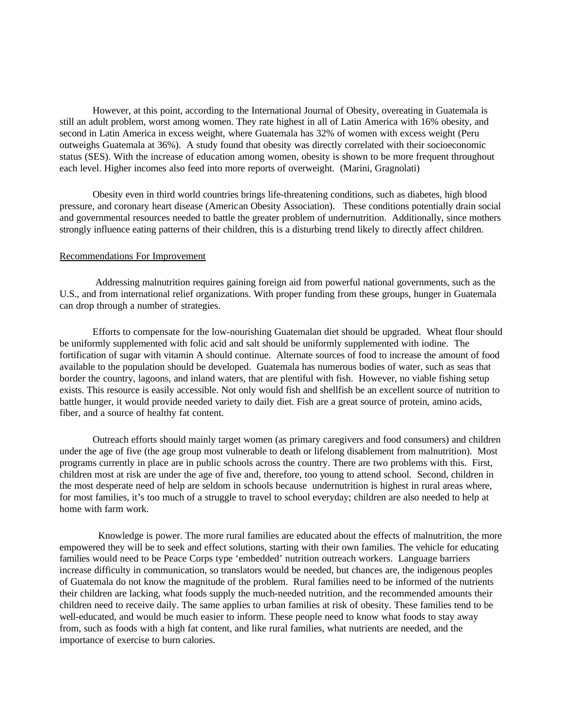However, at this point, according to the International Journal of Obesity, overeating in Guatemala is still an adult problem, worst among women. They rate highest in all of Latin America with 16% obesity, and second in Latin America in excess weight, where Guatemala has 32% of women with excess weight (Peru outweighs Guatemala at 36%). A study found that obesity was directly correlated with their socioeconomic status (SES). With the increase of education among women, obesity is shown to be more frequent throughout each level. Higher incomes also feed into more reports of overweight. (Marini, Gragnolati)

Obesity even in third world countries brings life-threatening conditions, such as diabetes, high blood pressure, and coronary heart disease (American Obesity Association). These conditions potentially drain social and governmental resources needed to battle the greater problem of undernutrition. Additionally, since mothers strongly influence eating patterns of their children, this is a disturbing trend likely to directly affect children.

<u>Recommendations For Improvement</u>

Addressing malnutrition requires gaining foreign aid from powerful national governments, such as the U.S., and from international relief organizations. With proper funding from these groups, hunger in Guatemala can drop through a number of strategies.

Efforts to compensate for the low-nourishing Guatemalan diet should be upgraded. Wheat flour should be uniformly supplemented with folic acid and salt should be uniformly supplemented with iodine. The fortification of sugar with vitamin A should continue. Alternate sources of food to increase the amount of food available to the population should be developed. Guatemala has numerous bodies of water, such as seas that border the country, lagoons, and inland waters, that are plentiful with fish. However, no viable fishing setup exists. This resource is easily accessible. Not only would fish and shellfish be an excellent source of nutrition to battle hunger, it would provide needed variety to daily diet. Fish are a great source of protein, amino acids, fiber, and a source of healthy fat content.

Outreach efforts should mainly target women (as primary caregivers and food consumers) and children under the age of five (the age group most vulnerable to death or lifelong disablement from malnutrition). Most programs currently in place are in public schools across the country. There are two problems with this. First, children most at risk are under the age of five and, therefore, too young to attend school. Second, children in the most desperate need of help are seldom in schools because undernutrition is highest in rural areas where, for most families, it's too much of a struggle to travel to school everyday; children are also needed to help at home with farm work.

Knowledge is power. The more rural families are educated about the effects of malnutrition, the more empowered they will be to seek and effect solutions, starting with their own families. The vehicle for educating families would need to be Peace Corps type 'embedded' nutrition outreach workers. Language barriers increase difficulty in communication, so translators would be needed, but chances are, the indigenous peoples of Guatemala do not know the magnitude of the problem. Rural families need to be informed of the nutrients their children are lacking, what foods supply the much-needed nutrition, and the recommended amounts their children need to receive daily. The same applies to urban families at risk of obesity. These families tend to be well-educated, and would be much easier to inform. These people need to know what foods to stay away from, such as foods with a high fat content, and like rural families, what nutrients are needed, and the importance of exercise to burn calories.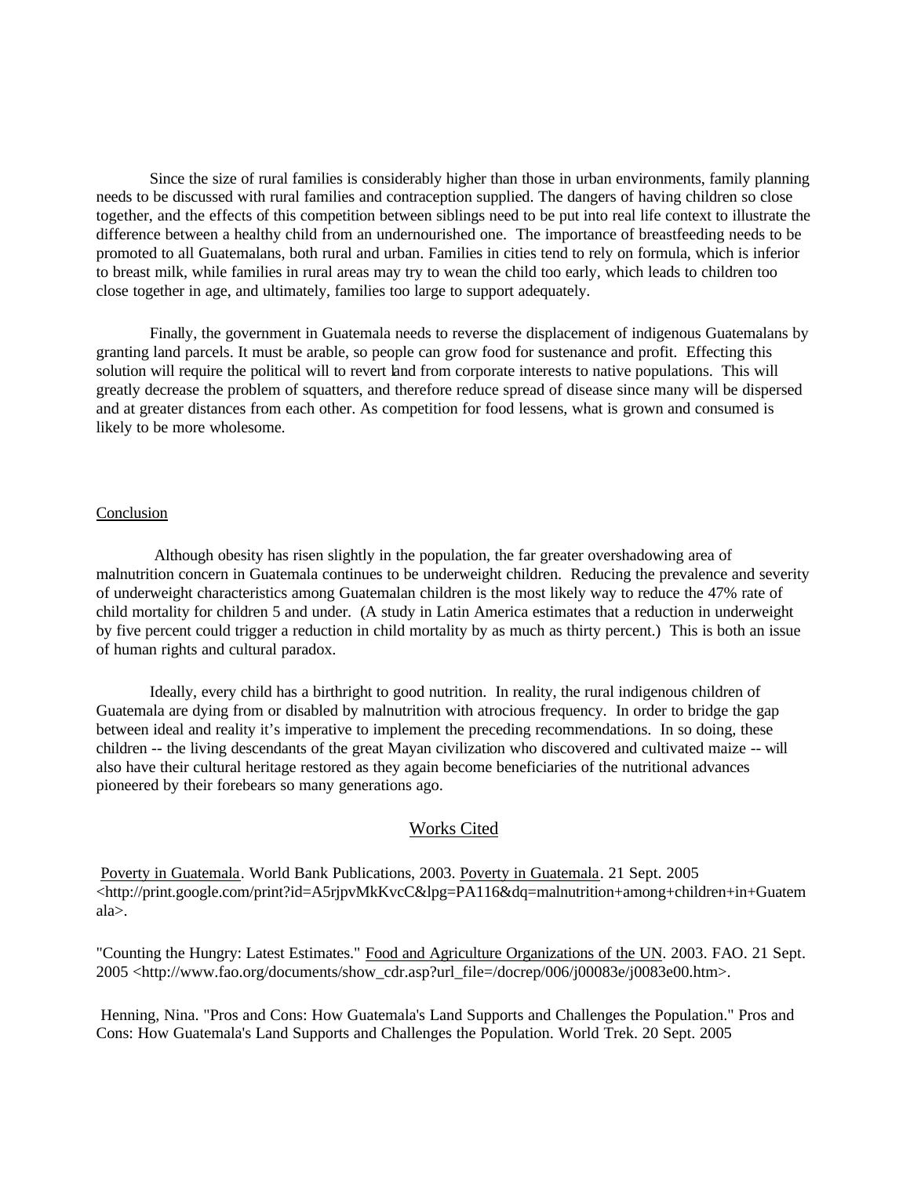Since the size of rural families is considerably higher than those in urban environments, family planning needs to be discussed with rural families and contraception supplied. The dangers of having children so close together, and the effects of this competition between siblings need to be put into real life context to illustrate the difference between a healthy child from an undernourished one. The importance of breastfeeding needs to be promoted to all Guatemalans, both rural and urban. Families in cities tend to rely on formula, which is inferior to breast milk, while families in rural areas may try to wean the child too early, which leads to children too close together in age, and ultimately, families too large to support adequately.

Finally, the government in Guatemala needs to reverse the displacement of indigenous Guatemalans by granting land parcels. It must be arable, so people can grow food for sustenance and profit. Effecting this solution will require the political will to revert land from corporate interests to native populations. This will greatly decrease the problem of squatters, and therefore reduce spread of disease since many will be dispersed and at greater distances from each other. As competition for food lessens, what is grown and consumed is likely to be more wholesome.

## Conclusion

Although obesity has risen slightly in the population, the far greater overshadowing area of malnutrition concern in Guatemala continues to be underweight children. Reducing the prevalence and severity of underweight characteristics among Guatemalan children is the most likely way to reduce the 47% rate of child mortality for children 5 and under. (A study in Latin America estimates that a reduction in underweight by five percent could trigger a reduction in child mortality by as much as thirty percent.) This is both an issue of human rights and cultural paradox.

Ideally, every child has a birthright to good nutrition. In reality, the rural indigenous children of Guatemala are dying from or disabled by malnutrition with atrocious frequency. In order to bridge the gap between ideal and reality it's imperative to implement the preceding recommendations. In so doing, these children -- the living descendants of the great Mayan civilization who discovered and cultivated maize -- will also have their cultural heritage restored as they again become beneficiaries of the nutritional advances pioneered by their forebears so many generations ago.

## Works Cited

Poverty in Guatemala. World Bank Publications, 2003. Poverty in Guatemala. 21 Sept. 2005 <http://print.google.com/print?id=A5rjpvMkKvcC&lpg=PA116&dq=malnutrition+among+children+in+Guatemala>.

"Counting the Hungry: Latest Estimates." Food and Agriculture Organizations of the UN. 2003. FAO. 21 Sept. 2005 <http://www.fao.org/documents/show_cdr.asp?url_file=/docrep/006/j00083e/j0083e00.htm>.

Henning, Nina. "Pros and Cons: How Guatemala's Land Supports and Challenges the Population." Pros and Cons: How Guatemala's Land Supports and Challenges the Population. World Trek. 20 Sept. 2005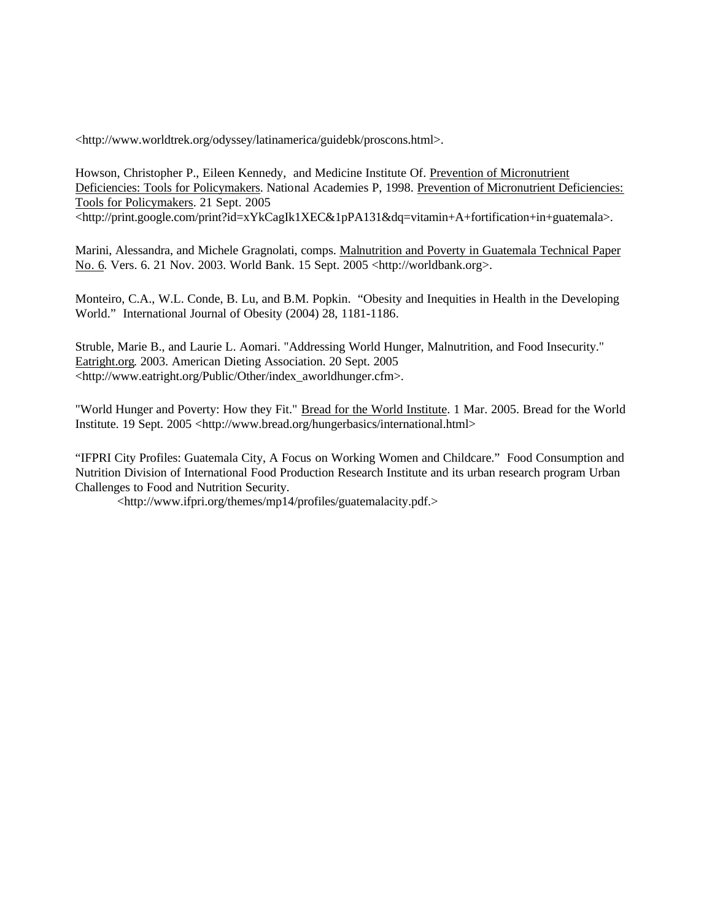<http://www.worldtrek.org/odyssey/latinamerica/guidebk/proscons.html>.

Howson, Christopher P., Eileen Kennedy, and Medicine Institute Of. Prevention of Micronutrient Deficiencies: Tools for Policymakers. National Academies P, 1998. Prevention of Micronutrient Deficiencies: Tools for Policymakers. 21 Sept. 2005 <http://print.google.com/print?id=xYkCagIk1XEC&1pPA131&dq=vitamin+A+fortification+in+guatemala>.

Marini, Alessandra, and Michele Gragnolati, comps. Malnutrition and Poverty in Guatemala Technical Paper No. 6. Vers. 6. 21 Nov. 2003. World Bank. 15 Sept. 2005 <http://worldbank.org>.

Monteiro, C.A., W.L. Conde, B. Lu, and B.M. Popkin. "Obesity and Inequities in Health in the Developing World." International Journal of Obesity (2004) 28, 1181-1186.

Struble, Marie B., and Laurie L. Aomari. "Addressing World Hunger, Malnutrition, and Food Insecurity." Eatright.org. 2003. American Dieting Association. 20 Sept. 2005 <http://www.eatright.org/Public/Other/index_aworldhunger.cfm>.

"World Hunger and Poverty: How they Fit." Bread for the World Institute. 1 Mar. 2005. Bread for the World Institute. 19 Sept. 2005 <http://www.bread.org/hungerbasics/international.html>

"IFPRI City Profiles: Guatemala City, A Focus on Working Women and Childcare." Food Consumption and Nutrition Division of International Food Production Research Institute and its urban research program Urban Challenges to Food and Nutrition Security.
<http://www.ifpri.org/themes/mp14/profiles/guatemalacity.pdf.>